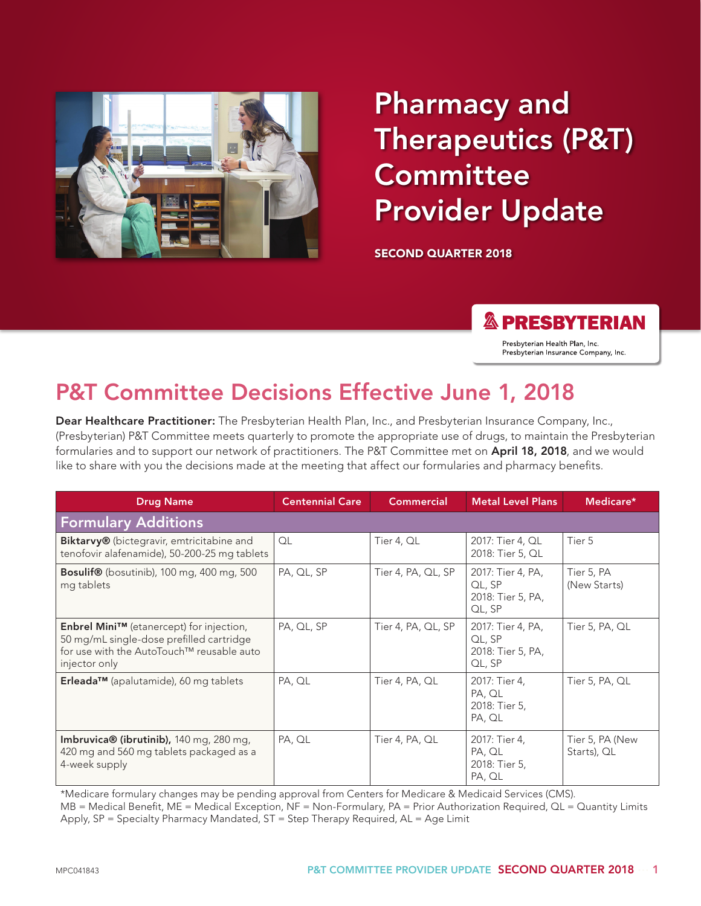# Pharmacy and Therapeutics (P&T) Committee Provider Update

**SECOND QUARTER 2018**

**PRESBYTERIAN**

Presbyterian Health Plan, Inc.
Presbyterian Insurance Company, Inc.

## P&T Committee Decisions Effective June 1, 2018

**Dear Healthcare Practitioner:** The Presbyterian Health Plan, Inc., and Presbyterian Insurance Company, Inc., (Presbyterian) P&T Committee meets quarterly to promote the appropriate use of drugs, to maintain the Presbyterian formularies and to support our network of practitioners. The P&T Committee met on **April 18, 2018**, and we would like to share with you the decisions made at the meeting that affect our formularies and pharmacy benefits.

| Drug Name | Centennial Care | Commercial | Metal Level Plans | Medicare* |
|---|---|---|---|---|
| **Formulary Additions** | | | | |
| **Biktarvy®** (bictegravir, emtricitabine and tenofovir alafenamide), 50-200-25 mg tablets | QL | Tier 4, QL | 2017: Tier 4, QL<br>2018: Tier 5, QL | Tier 5 |
| **Bosulif®** (bosutinib), 100 mg, 400 mg, 500 mg tablets | PA, QL, SP | Tier 4, PA, QL, SP | 2017: Tier 4, PA, QL, SP<br>2018: Tier 5, PA, QL, SP | Tier 5, PA (New Starts) |
| **Enbrel Mini™** (etanercept) for injection, 50 mg/mL single-dose prefilled cartridge for use with the AutoTouch™ reusable auto injector only | PA, QL, SP | Tier 4, PA, QL, SP | 2017: Tier 4, PA, QL, SP<br>2018: Tier 5, PA, QL, SP | Tier 5, PA, QL |
| **Erleada™** (apalutamide), 60 mg tablets | PA, QL | Tier 4, PA, QL | 2017: Tier 4, PA, QL<br>2018: Tier 5, PA, QL | Tier 5, PA, QL |
| **Imbruvica® (ibrutinib),** 140 mg, 280 mg, 420 mg and 560 mg tablets packaged as a 4-week supply | PA, QL | Tier 4, PA, QL | 2017: Tier 4, PA, QL<br>2018: Tier 5, PA, QL | Tier 5, PA (New Starts), QL |

*Medicare formulary changes may be pending approval from Centers for Medicare & Medicaid Services (CMS).
MB = Medical Benefit, ME = Medical Exception, NF = Non-Formulary, PA = Prior Authorization Required, QL = Quantity Limits Apply, SP = Specialty Pharmacy Mandated, ST = Step Therapy Required, AL = Age Limit

MPC041843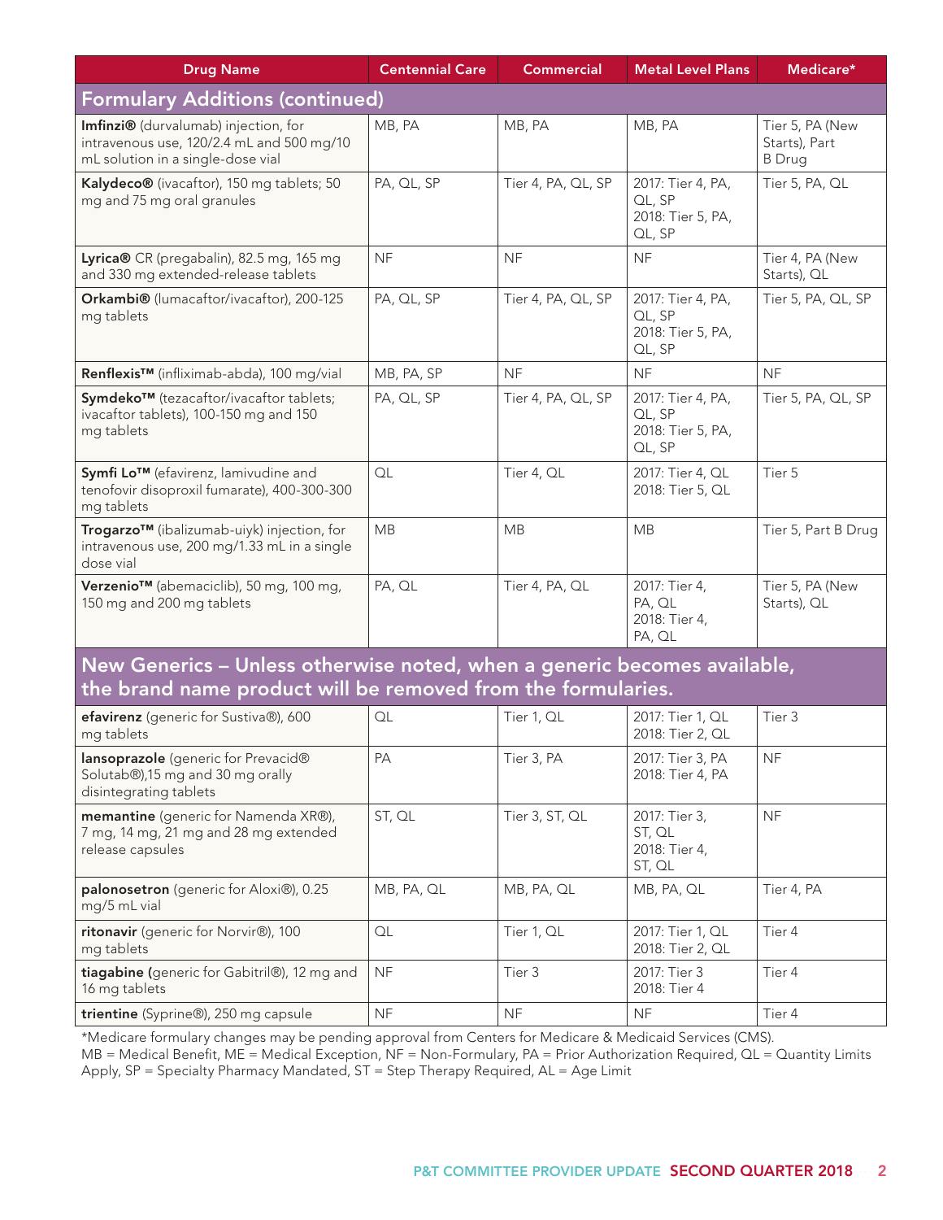| Drug Name | Centennial Care | Commercial | Metal Level Plans | Medicare* |
|---|---|---|---|---|
| **Formulary Additions (continued)** | | | | |
| **Imfinzi®** (durvalumab) injection, for intravenous use, 120/2.4 mL and 500 mg/10 mL solution in a single-dose vial | MB, PA | MB, PA | MB, PA | Tier 5, PA (New Starts), Part B Drug |
| **Kalydeco®** (ivacaftor), 150 mg tablets; 50 mg and 75 mg oral granules | PA, QL, SP | Tier 4, PA, QL, SP | 2017: Tier 4, PA, QL, SP 2018: Tier 5, PA, QL, SP | Tier 5, PA, QL |
| **Lyrica®** CR (pregabalin), 82.5 mg, 165 mg and 330 mg extended-release tablets | NF | NF | NF | Tier 4, PA (New Starts), QL |
| **Orkambi®** (lumacaftor/ivacaftor), 200-125 mg tablets | PA, QL, SP | Tier 4, PA, QL, SP | 2017: Tier 4, PA, QL, SP 2018: Tier 5, PA, QL, SP | Tier 5, PA, QL, SP |
| **Renflexis™** (infliximab-abda), 100 mg/vial | MB, PA, SP | NF | NF | NF |
| **Symdeko™** (tezacaftor/ivacaftor tablets; ivacaftor tablets), 100-150 mg and 150 mg tablets | PA, QL, SP | Tier 4, PA, QL, SP | 2017: Tier 4, PA, QL, SP 2018: Tier 5, PA, QL, SP | Tier 5, PA, QL, SP |
| **Symfi Lo™** (efavirenz, lamivudine and tenofovir disoproxil fumarate), 400-300-300 mg tablets | QL | Tier 4, QL | 2017: Tier 4, QL 2018: Tier 5, QL | Tier 5 |
| **Trogarzo™** (ibalizumab-uiyk) injection, for intravenous use, 200 mg/1.33 mL in a single dose vial | MB | MB | MB | Tier 5, Part B Drug |
| **Verzenio™** (abemaciclib), 50 mg, 100 mg, 150 mg and 200 mg tablets | PA, QL | Tier 4, PA, QL | 2017: Tier 4, PA, QL 2018: Tier 4, PA, QL | Tier 5, PA (New Starts), QL |
| **New Generics – Unless otherwise noted, when a generic becomes available, the brand name product will be removed from the formularies.** | | | | |
| **efavirenz** (generic for Sustiva®), 600 mg tablets | QL | Tier 1, QL | 2017: Tier 1, QL 2018: Tier 2, QL | Tier 3 |
| **lansoprazole** (generic for Prevacid® Solutab®),15 mg and 30 mg orally disintegrating tablets | PA | Tier 3, PA | 2017: Tier 3, PA 2018: Tier 4, PA | NF |
| **memantine** (generic for Namenda XR®), 7 mg, 14 mg, 21 mg and 28 mg extended release capsules | ST, QL | Tier 3, ST, QL | 2017: Tier 3, ST, QL 2018: Tier 4, ST, QL | NF |
| **palonosetron** (generic for Aloxi®), 0.25 mg/5 mL vial | MB, PA, QL | MB, PA, QL | MB, PA, QL | Tier 4, PA |
| **ritonavir** (generic for Norvir®), 100 mg tablets | QL | Tier 1, QL | 2017: Tier 1, QL 2018: Tier 2, QL | Tier 4 |
| **tiagabine** (generic for Gabitril®), 12 mg and 16 mg tablets | NF | Tier 3 | 2017: Tier 3 2018: Tier 4 | Tier 4 |
| **trientine** (Syprine®), 250 mg capsule | NF | NF | NF | Tier 4 |

*Medicare formulary changes may be pending approval from Centers for Medicare & Medicaid Services (CMS).
MB = Medical Benefit, ME = Medical Exception, NF = Non-Formulary, PA = Prior Authorization Required, QL = Quantity Limits Apply, SP = Specialty Pharmacy Mandated, ST = Step Therapy Required, AL = Age Limit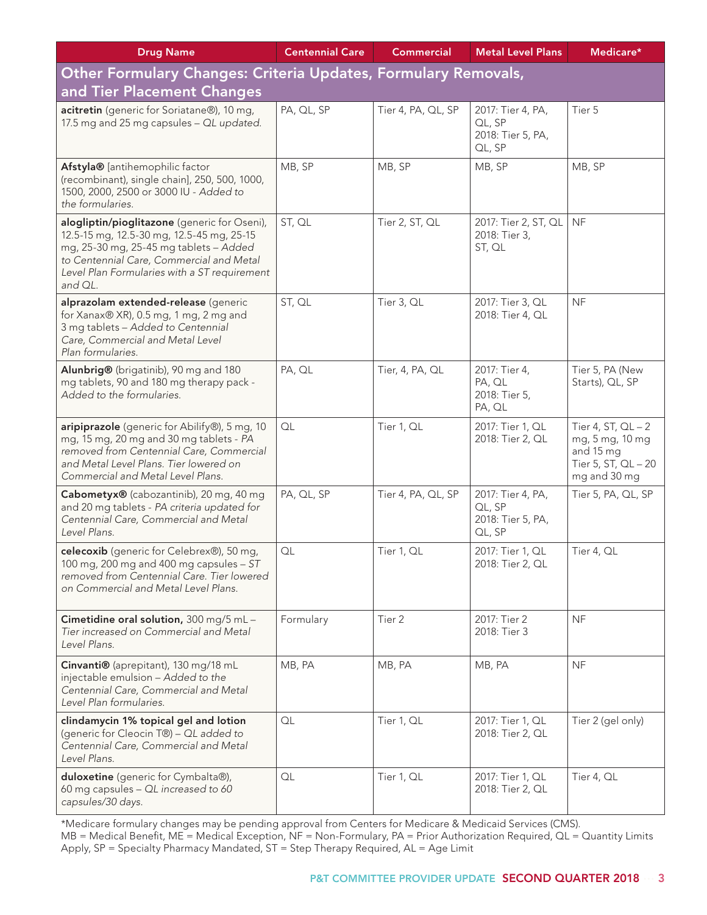| Drug Name | Centennial Care | Commercial | Metal Level Plans | Medicare* |
|---|---|---|---|---|
| **Other Formulary Changes: Criteria Updates, Formulary Removals, and Tier Placement Changes** | | | | |
| **acitretin** (generic for Soriatane®), 10 mg, 17.5 mg and 25 mg capsules – *QL updated.* | PA, QL, SP | Tier 4, PA, QL, SP | 2017: Tier 4, PA, QL, SP<br>2018: Tier 5, PA, QL, SP | Tier 5 |
| **Afstyla®** [antihemophilic factor (recombinant), single chain], 250, 500, 1000, 1500, 2000, 2500 or 3000 IU - *Added to the formularies.* | MB, SP | MB, SP | MB, SP | MB, SP |
| **alogliptin/pioglitazone** (generic for Oseni), 12.5-15 mg, 12.5-30 mg, 12.5-45 mg, 25-15 mg, 25-30 mg, 25-45 mg tablets – *Added to Centennial Care, Commercial and Metal Level Plan Formularies with a ST requirement and QL.* | ST, QL | Tier 2, ST, QL | 2017: Tier 2, ST, QL<br>2018: Tier 3, ST, QL | NF |
| **alprazolam extended-release** (generic for Xanax® XR), 0.5 mg, 1 mg, 2 mg and 3 mg tablets – *Added to Centennial Care, Commercial and Metal Level Plan formularies.* | ST, QL | Tier 3, QL | 2017: Tier 3, QL<br>2018: Tier 4, QL | NF |
| **Alunbrig®** (brigatinib), 90 mg and 180 mg tablets, 90 and 180 mg therapy pack - *Added to the formularies.* | PA, QL | Tier, 4, PA, QL | 2017: Tier 4, PA, QL<br>2018: Tier 5, PA, QL | Tier 5, PA (New Starts), QL, SP |
| **aripiprazole** (generic for Abilify®), 5 mg, 10 mg, 15 mg, 20 mg and 30 mg tablets - *PA removed from Centennial Care, Commercial and Metal Level Plans. Tier lowered on Commercial and Metal Level Plans.* | QL | Tier 1, QL | 2017: Tier 1, QL<br>2018: Tier 2, QL | Tier 4, ST, QL – 2 mg, 5 mg, 10 mg and 15 mg<br>Tier 5, ST, QL – 20 mg and 30 mg |
| **Cabometyx®** (cabozantinib), 20 mg, 40 mg and 20 mg tablets - *PA criteria updated for Centennial Care, Commercial and Metal Level Plans.* | PA, QL, SP | Tier 4, PA, QL, SP | 2017: Tier 4, PA, QL, SP<br>2018: Tier 5, PA, QL, SP | Tier 5, PA, QL, SP |
| **celecoxib** (generic for Celebrex®), 50 mg, 100 mg, 200 mg and 400 mg capsules – *ST removed from Centennial Care. Tier lowered on Commercial and Metal Level Plans.* | QL | Tier 1, QL | 2017: Tier 1, QL<br>2018: Tier 2, QL | Tier 4, QL |
| **Cimetidine oral solution,** 300 mg/5 mL – *Tier increased on Commercial and Metal Level Plans.* | Formulary | Tier 2 | 2017: Tier 2<br>2018: Tier 3 | NF |
| **Cinvanti®** (aprepitant), 130 mg/18 mL injectable emulsion – *Added to the Centennial Care, Commercial and Metal Level Plan formularies.* | MB, PA | MB, PA | MB, PA | NF |
| **clindamycin 1% topical gel and lotion** (generic for Cleocin T®) – *QL added to Centennial Care, Commercial and Metal Level Plans.* | QL | Tier 1, QL | 2017: Tier 1, QL<br>2018: Tier 2, QL | Tier 2 (gel only) |
| **duloxetine** (generic for Cymbalta®), 60 mg capsules – *QL increased to 60 capsules/30 days.* | QL | Tier 1, QL | 2017: Tier 1, QL<br>2018: Tier 2, QL | Tier 4, QL |

*Medicare formulary changes may be pending approval from Centers for Medicare & Medicaid Services (CMS).
MB = Medical Benefit, ME = Medical Exception, NF = Non-Formulary, PA = Prior Authorization Required, QL = Quantity Limits Apply, SP = Specialty Pharmacy Mandated, ST = Step Therapy Required, AL = Age Limit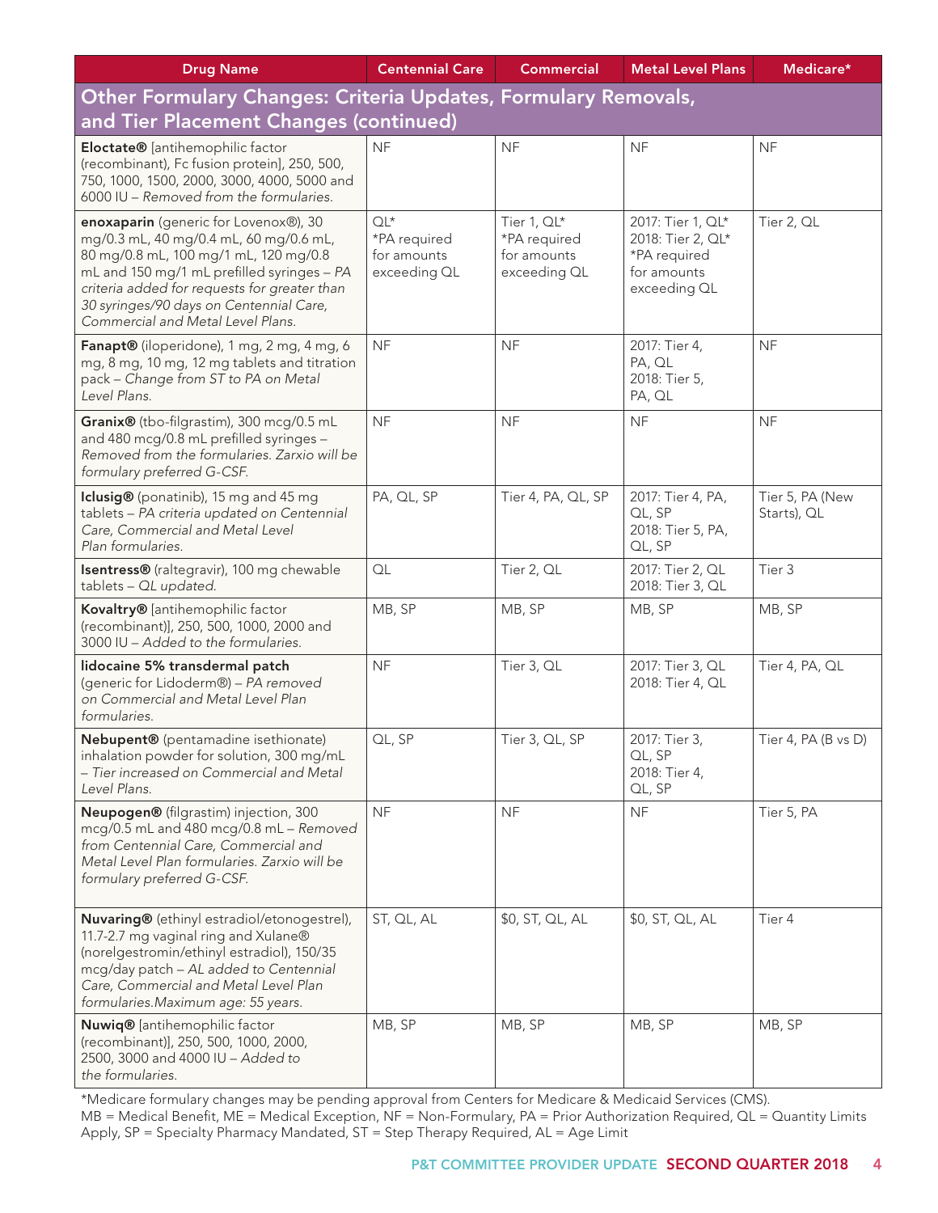| Drug Name | Centennial Care | Commercial | Metal Level Plans | Medicare* |
|---|---|---|---|---|
| **Other Formulary Changes: Criteria Updates, Formulary Removals, and Tier Placement Changes (continued)** | | | | |
| **Eloctate®** [antihemophilic factor (recombinant), Fc fusion protein], 250, 500, 750, 1000, 1500, 2000, 3000, 4000, 5000 and 6000 IU – *Removed from the formularies.* | NF | NF | NF | NF |
| **enoxaparin** (generic for Lovenox®), 30 mg/0.3 mL, 40 mg/0.4 mL, 60 mg/0.6 mL, 80 mg/0.8 mL, 100 mg/1 mL, 120 mg/0.8 mL and 150 mg/1 mL prefilled syringes – *PA criteria added for requests for greater than 30 syringes/90 days on Centennial Care, Commercial and Metal Level Plans.* | QL* *PA required for amounts exceeding QL | Tier 1, QL* *PA required for amounts exceeding QL | 2017: Tier 1, QL* 2018: Tier 2, QL* *PA required for amounts exceeding QL | Tier 2, QL |
| **Fanapt®** (iloperidone), 1 mg, 2 mg, 4 mg, 6 mg, 8 mg, 10 mg, 12 mg tablets and titration pack – *Change from ST to PA on Metal Level Plans.* | NF | NF | 2017: Tier 4, PA, QL 2018: Tier 5, PA, QL | NF |
| **Granix®** (tbo-filgrastim), 300 mcg/0.5 mL and 480 mcg/0.8 mL prefilled syringes – *Removed from the formularies. Zarxio will be formulary preferred G-CSF.* | NF | NF | NF | NF |
| **Iclusig®** (ponatinib), 15 mg and 45 mg tablets – *PA criteria updated on Centennial Care, Commercial and Metal Level Plan formularies.* | PA, QL, SP | Tier 4, PA, QL, SP | 2017: Tier 4, PA, QL, SP 2018: Tier 5, PA, QL, SP | Tier 5, PA (New Starts), QL |
| **Isentress®** (raltegravir), 100 mg chewable tablets – *QL updated.* | QL | Tier 2, QL | 2017: Tier 2, QL 2018: Tier 3, QL | Tier 3 |
| **Kovaltry®** [antihemophilic factor (recombinant)], 250, 500, 1000, 2000 and 3000 IU – *Added to the formularies.* | MB, SP | MB, SP | MB, SP | MB, SP |
| **lidocaine 5% transdermal patch** (generic for Lidoderm®) – *PA removed on Commercial and Metal Level Plan formularies.* | NF | Tier 3, QL | 2017: Tier 3, QL 2018: Tier 4, QL | Tier 4, PA, QL |
| **Nebupent®** (pentamadine isethionate) inhalation powder for solution, 300 mg/mL – *Tier increased on Commercial and Metal Level Plans.* | QL, SP | Tier 3, QL, SP | 2017: Tier 3, QL, SP 2018: Tier 4, QL, SP | Tier 4, PA (B vs D) |
| **Neupogen®** (filgrastim) injection, 300 mcg/0.5 mL and 480 mcg/0.8 mL – *Removed from Centennial Care, Commercial and Metal Level Plan formularies. Zarxio will be formulary preferred G-CSF.* | NF | NF | NF | Tier 5, PA |
| **Nuvaring®** (ethinyl estradiol/etonogestrel), 11.7-2.7 mg vaginal ring and Xulane® (norelgestromin/ethinyl estradiol), 150/35 mcg/day patch – *AL added to Centennial Care, Commercial and Metal Level Plan formularies.Maximum age: 55 years.* | ST, QL, AL | $0, ST, QL, AL | $0, ST, QL, AL | Tier 4 |
| **Nuwiq®** [antihemophilic factor (recombinant)], 250, 500, 1000, 2000, 2500, 3000 and 4000 IU – *Added to the formularies.* | MB, SP | MB, SP | MB, SP | MB, SP |

*Medicare formulary changes may be pending approval from Centers for Medicare & Medicaid Services (CMS).
MB = Medical Benefit, ME = Medical Exception, NF = Non-Formulary, PA = Prior Authorization Required, QL = Quantity Limits Apply, SP = Specialty Pharmacy Mandated, ST = Step Therapy Required, AL = Age Limit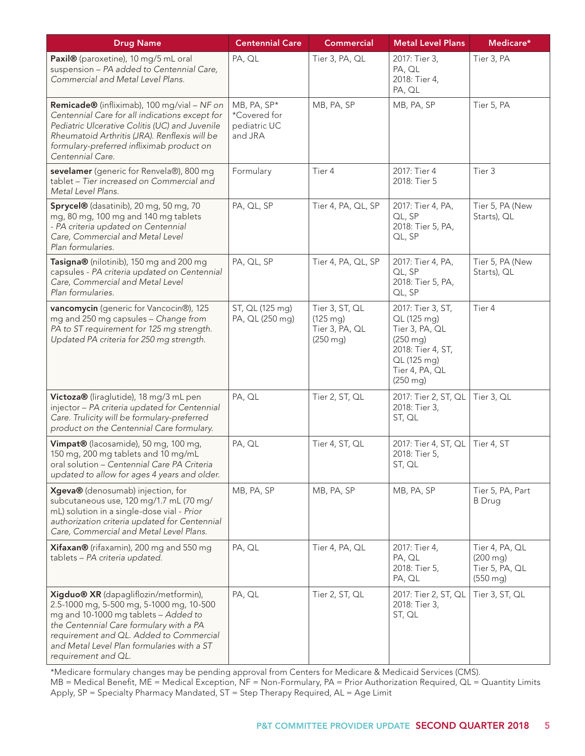| Drug Name | Centennial Care | Commercial | Metal Level Plans | Medicare* |
|---|---|---|---|---|
| **Paxil®** (paroxetine), 10 mg/5 mL oral suspension – *PA added to Centennial Care, Commercial and Metal Level Plans.* | PA, QL | Tier 3, PA, QL | 2017: Tier 3, PA, QL 2018: Tier 4, PA, QL | Tier 3, PA |
| **Remicade®** (infliximab), 100 mg/vial – *NF on Centennial Care for all indications except for Pediatric Ulcerative Colitis (UC) and Juvenile Rheumatoid Arthritis (JRA). Renflexis will be formulary-preferred infliximab product on Centennial Care.* | MB, PA, SP* *Covered for pediatric UC and JRA | MB, PA, SP | MB, PA, SP | Tier 5, PA |
| **sevelamer** (generic for Renvela®), 800 mg tablet – *Tier increased on Commercial and Metal Level Plans.* | Formulary | Tier 4 | 2017: Tier 4 2018: Tier 5 | Tier 3 |
| **Sprycel®** (dasatinib), 20 mg, 50 mg, 70 mg, 80 mg, 100 mg and 140 mg tablets - *PA criteria updated on Centennial Care, Commercial and Metal Level Plan formularies.* | PA, QL, SP | Tier 4, PA, QL, SP | 2017: Tier 4, PA, QL, SP 2018: Tier 5, PA, QL, SP | Tier 5, PA (New Starts), QL |
| **Tasigna®** (nilotinib), 150 mg and 200 mg capsules - *PA criteria updated on Centennial Care, Commercial and Metal Level Plan formularies.* | PA, QL, SP | Tier 4, PA, QL, SP | 2017: Tier 4, PA, QL, SP 2018: Tier 5, PA, QL, SP | Tier 5, PA (New Starts), QL |
| **vancomycin** (generic for Vancocin®), 125 mg and 250 mg capsules – *Change from PA to ST requirement for 125 mg strength. Updated PA criteria for 250 mg strength.* | ST, QL (125 mg) PA, QL (250 mg) | Tier 3, ST, QL (125 mg) Tier 3, PA, QL (250 mg) | 2017: Tier 3, ST, QL (125 mg) Tier 3, PA, QL (250 mg) 2018: Tier 4, ST, QL (125 mg) Tier 4, PA, QL (250 mg) | Tier 4 |
| **Victoza®** (liraglutide), 18 mg/3 mL pen injector – *PA criteria updated for Centennial Care. Trulicity will be formulary-preferred product on the Centennial Care formulary.* | PA, QL | Tier 2, ST, QL | 2017: Tier 2, ST, QL 2018: Tier 3, ST, QL | Tier 3, QL |
| **Vimpat®** (lacosamide), 50 mg, 100 mg, 150 mg, 200 mg tablets and 10 mg/mL oral solution – *Centennial Care PA Criteria updated to allow for ages 4 years and older.* | PA, QL | Tier 4, ST, QL | 2017: Tier 4, ST, QL 2018: Tier 5, ST, QL | Tier 4, ST |
| **Xgeva®** (denosumab) injection, for subcutaneous use, 120 mg/1.7 mL (70 mg/mL) solution in a single-dose vial - *Prior authorization criteria updated for Centennial Care, Commercial and Metal Level Plans.* | MB, PA, SP | MB, PA, SP | MB, PA, SP | Tier 5, PA, Part B Drug |
| **Xifaxan®** (rifaxamin), 200 mg and 550 mg tablets – *PA criteria updated.* | PA, QL | Tier 4, PA, QL | 2017: Tier 4, PA, QL 2018: Tier 5, PA, QL | Tier 4, PA, QL (200 mg) Tier 5, PA, QL (550 mg) |
| **Xigduo® XR** (dapagliflozin/metformin), 2.5-1000 mg, 5-500 mg, 5-1000 mg, 10-500 mg and 10-1000 mg tablets – *Added to the Centennial Care formulary with a PA requirement and QL. Added to Commercial and Metal Level Plan formularies with a ST requirement and QL.* | PA, QL | Tier 2, ST, QL | 2017: Tier 2, ST, QL 2018: Tier 3, ST, QL | Tier 3, ST, QL |

*Medicare formulary changes may be pending approval from Centers for Medicare & Medicaid Services (CMS).
MB = Medical Benefit, ME = Medical Exception, NF = Non-Formulary, PA = Prior Authorization Required, QL = Quantity Limits Apply, SP = Specialty Pharmacy Mandated, ST = Step Therapy Required, AL = Age Limit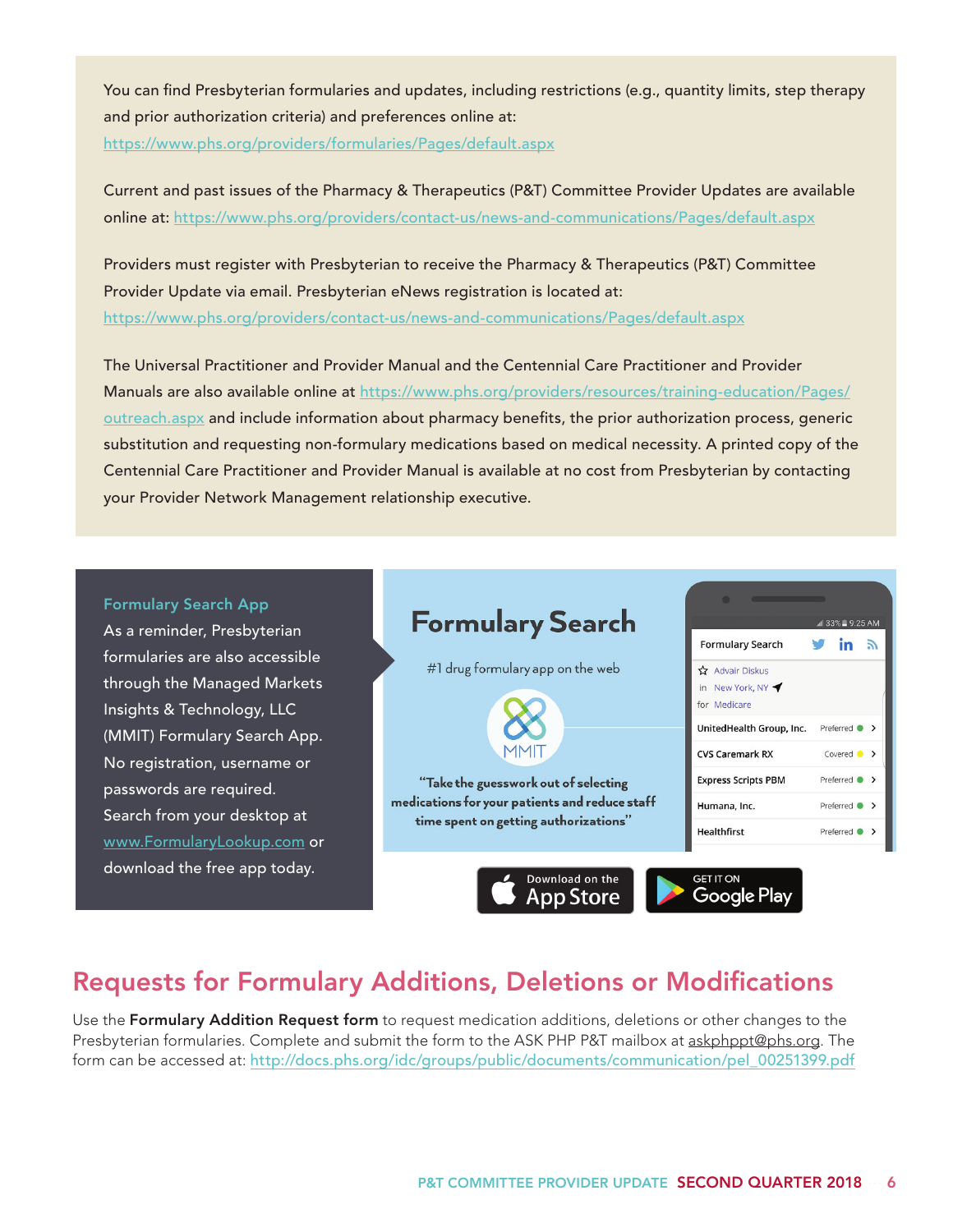You can find Presbyterian formularies and updates, including restrictions (e.g., quantity limits, step therapy and prior authorization criteria) and preferences online at: https://www.phs.org/providers/formularies/Pages/default.aspx

Current and past issues of the Pharmacy & Therapeutics (P&T) Committee Provider Updates are available online at: https://www.phs.org/providers/contact-us/news-and-communications/Pages/default.aspx

Providers must register with Presbyterian to receive the Pharmacy & Therapeutics (P&T) Committee Provider Update via email. Presbyterian eNews registration is located at: https://www.phs.org/providers/contact-us/news-and-communications/Pages/default.aspx

The Universal Practitioner and Provider Manual and the Centennial Care Practitioner and Provider Manuals are also available online at https://www.phs.org/providers/resources/training-education/Pages/outreach.aspx and include information about pharmacy benefits, the prior authorization process, generic substitution and requesting non-formulary medications based on medical necessity. A printed copy of the Centennial Care Practitioner and Provider Manual is available at no cost from Presbyterian by contacting your Provider Network Management relationship executive.

**Formulary Search App**

As a reminder, Presbyterian formularies are also accessible through the Managed Markets Insights & Technology, LLC (MMIT) Formulary Search App. No registration, username or passwords are required. Search from your desktop at www.FormularyLookup.com or download the free app today.

**Formulary Search**

#1 drug formulary app on the web

MMIT

"Take the guesswork out of selecting medications for your patients and reduce staff time spent on getting authorizations"

Download on the App Store

GET IT ON Google Play

## Requests for Formulary Additions, Deletions or Modifications

Use the **Formulary Addition Request form** to request medication additions, deletions or other changes to the Presbyterian formularies. Complete and submit the form to the ASK PHP P&T mailbox at askphppt@phs.org. The form can be accessed at: http://docs.phs.org/idc/groups/public/documents/communication/pel_00251399.pdf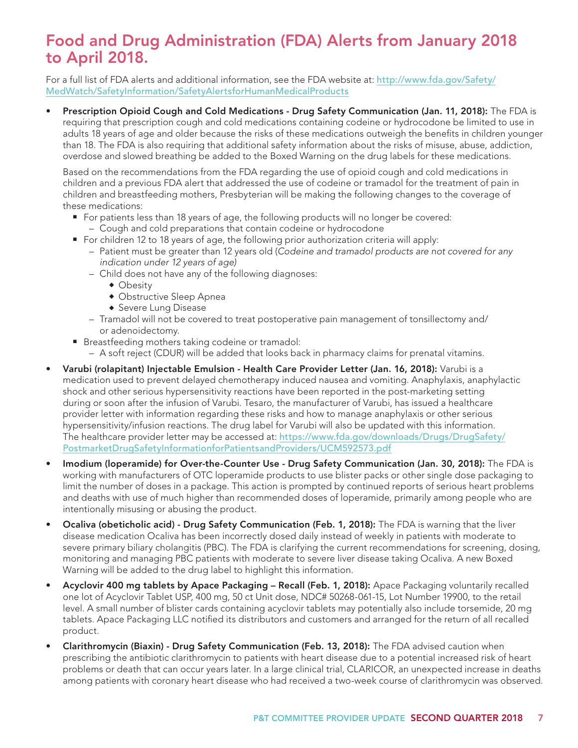# Food and Drug Administration (FDA) Alerts from January 2018 to April 2018.

For a full list of FDA alerts and additional information, see the FDA website at: [http://www.fda.gov/Safety/MedWatch/SafetyInformation/SafetyAlertsforHumanMedicalProducts](http://www.fda.gov/Safety/MedWatch/SafetyInformation/SafetyAlertsforHumanMedicalProducts)

- **Prescription Opioid Cough and Cold Medications - Drug Safety Communication (Jan. 11, 2018):** The FDA is requiring that prescription cough and cold medications containing codeine or hydrocodone be limited to use in adults 18 years of age and older because the risks of these medications outweigh the benefits in children younger than 18. The FDA is also requiring that additional safety information about the risks of misuse, abuse, addiction, overdose and slowed breathing be added to the Boxed Warning on the drug labels for these medications.

  Based on the recommendations from the FDA regarding the use of opioid cough and cold medications in children and a previous FDA alert that addressed the use of codeine or tramadol for the treatment of pain in children and breastfeeding mothers, Presbyterian will be making the following changes to the coverage of these medications:
  - For patients less than 18 years of age, the following products will no longer be covered:
    - Cough and cold preparations that contain codeine or hydrocodone
  - For children 12 to 18 years of age, the following prior authorization criteria will apply:
    - Patient must be greater than 12 years old (*Codeine and tramadol products are not covered for any indication under 12 years of age)*
    - Child does not have any of the following diagnoses:
      - Obesity
      - Obstructive Sleep Apnea
      - Severe Lung Disease
    - Tramadol will not be covered to treat postoperative pain management of tonsillectomy and/or adenoidectomy.
  - Breastfeeding mothers taking codeine or tramadol:
    - A soft reject (CDUR) will be added that looks back in pharmacy claims for prenatal vitamins.
- **Varubi (rolapitant) Injectable Emulsion - Health Care Provider Letter (Jan. 16, 2018):** Varubi is a medication used to prevent delayed chemotherapy induced nausea and vomiting. Anaphylaxis, anaphylactic shock and other serious hypersensitivity reactions have been reported in the post-marketing setting during or soon after the infusion of Varubi. Tesaro, the manufacturer of Varubi, has issued a healthcare provider letter with information regarding these risks and how to manage anaphylaxis or other serious hypersensitivity/infusion reactions. The drug label for Varubi will also be updated with this information. The healthcare provider letter may be accessed at: [https://www.fda.gov/downloads/Drugs/DrugSafety/PostmarketDrugSafetyInformationforPatientsandProviders/UCM592573.pdf](https://www.fda.gov/downloads/Drugs/DrugSafety/PostmarketDrugSafetyInformationforPatientsandProviders/UCM592573.pdf)
- **Imodium (loperamide) for Over-the-Counter Use - Drug Safety Communication (Jan. 30, 2018):** The FDA is working with manufacturers of OTC loperamide products to use blister packs or other single dose packaging to limit the number of doses in a package. This action is prompted by continued reports of serious heart problems and deaths with use of much higher than recommended doses of loperamide, primarily among people who are intentionally misusing or abusing the product.
- **Ocaliva (obeticholic acid) - Drug Safety Communication (Feb. 1, 2018):** The FDA is warning that the liver disease medication Ocaliva has been incorrectly dosed daily instead of weekly in patients with moderate to severe primary biliary cholangitis (PBC). The FDA is clarifying the current recommendations for screening, dosing, monitoring and managing PBC patients with moderate to severe liver disease taking Ocaliva. A new Boxed Warning will be added to the drug label to highlight this information.
- **Acyclovir 400 mg tablets by Apace Packaging – Recall (Feb. 1, 2018):** Apace Packaging voluntarily recalled one lot of Acyclovir Tablet USP, 400 mg, 50 ct Unit dose, NDC# 50268-061-15, Lot Number 19900, to the retail level. A small number of blister cards containing acyclovir tablets may potentially also include torsemide, 20 mg tablets. Apace Packaging LLC notified its distributors and customers and arranged for the return of all recalled product.
- **Clarithromycin (Biaxin) - Drug Safety Communication (Feb. 13, 2018):** The FDA advised caution when prescribing the antibiotic clarithromycin to patients with heart disease due to a potential increased risk of heart problems or death that can occur years later. In a large clinical trial, CLARICOR, an unexpected increase in deaths among patients with coronary heart disease who had received a two-week course of clarithromycin was observed.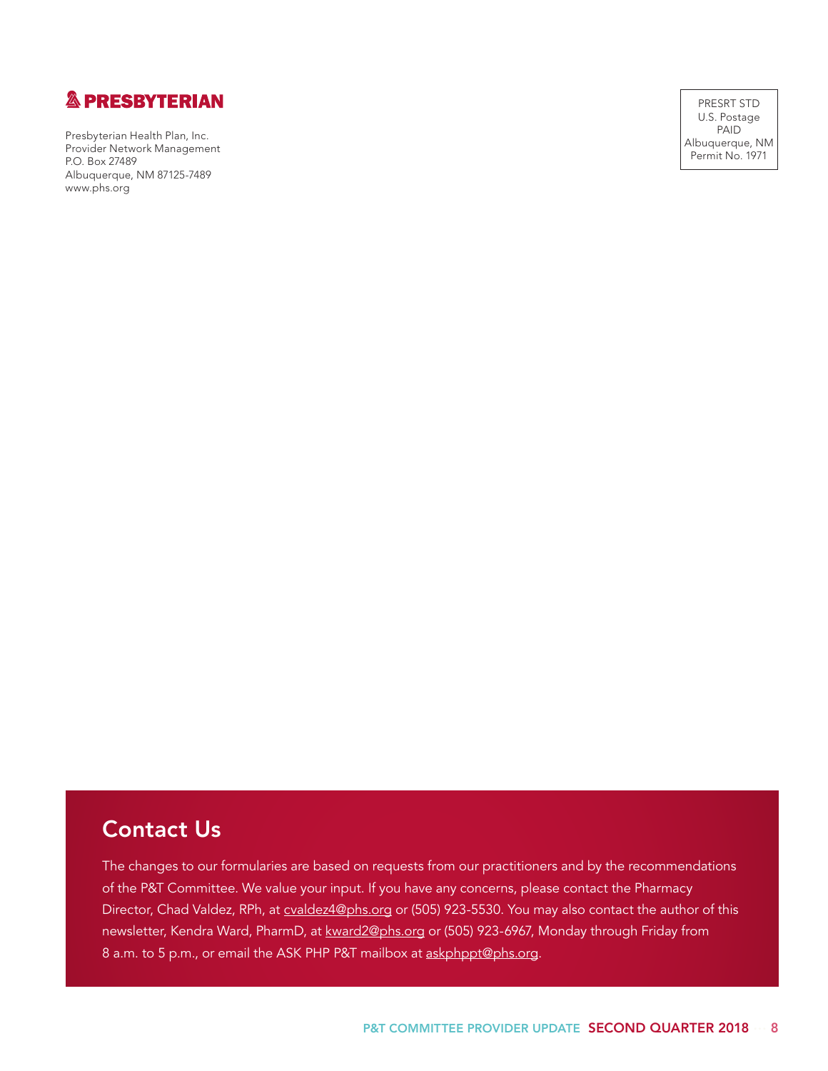**PRESBYTERIAN**

Presbyterian Health Plan, Inc.
Provider Network Management
P.O. Box 27489
Albuquerque, NM 87125-7489
www.phs.org

PRESRT STD
U.S. Postage
PAID
Albuquerque, NM
Permit No. 1971

## Contact Us

The changes to our formularies are based on requests from our practitioners and by the recommendations of the P&T Committee. We value your input. If you have any concerns, please contact the Pharmacy Director, Chad Valdez, RPh, at cvaldez4@phs.org or (505) 923-5530. You may also contact the author of this newsletter, Kendra Ward, PharmD, at kward2@phs.org or (505) 923-6967, Monday through Friday from 8 a.m. to 5 p.m., or email the ASK PHP P&T mailbox at askphppt@phs.org.